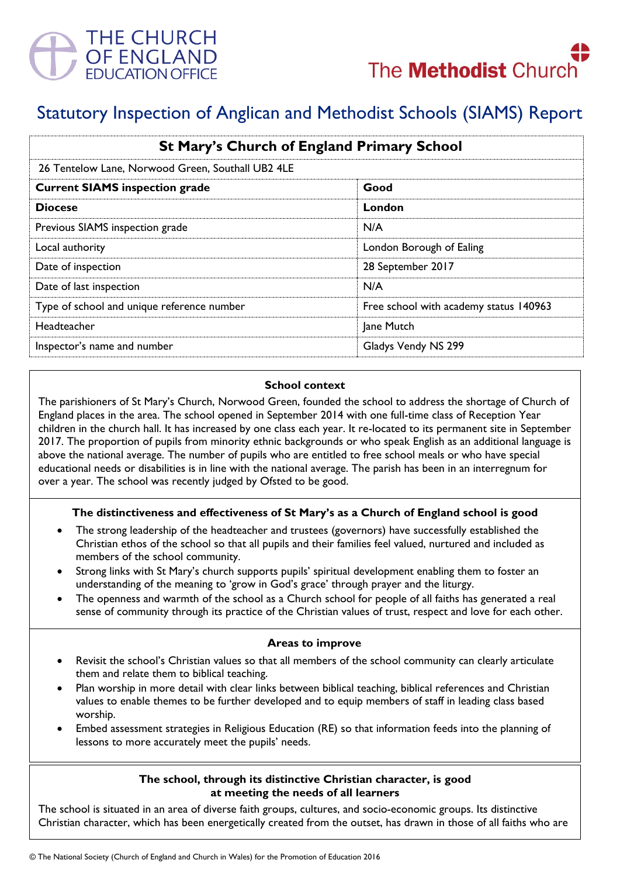THE CHURCH OF ENGLAND EDUCATION OFFICE

The Methodist Church

# Statutory Inspection of Anglican and Methodist Schools (SIAMS) Report

| St Mary's Church of England Primary School | |
|---|---|
| 26 Tentelow Lane, Norwood Green, Southall UB2 4LE | |
| **Current SIAMS inspection grade** | **Good** |
| **Diocese** | **London** |
| Previous SIAMS inspection grade | N/A |
| Local authority | London Borough of Ealing |
| Date of inspection | 28 September 2017 |
| Date of last inspection | N/A |
| Type of school and unique reference number | Free school with academy status 140963 |
| Headteacher | Jane Mutch |
| Inspector's name and number | Gladys Vendy NS 299 |

### School context

The parishioners of St Mary's Church, Norwood Green, founded the school to address the shortage of Church of England places in the area. The school opened in September 2014 with one full-time class of Reception Year children in the church hall. It has increased by one class each year. It re-located to its permanent site in September 2017. The proportion of pupils from minority ethnic backgrounds or who speak English as an additional language is above the national average. The number of pupils who are entitled to free school meals or who have special educational needs or disabilities is in line with the national average. The parish has been in an interregnum for over a year. The school was recently judged by Ofsted to be good.

### The distinctiveness and effectiveness of St Mary's as a Church of England school is good

- The strong leadership of the headteacher and trustees (governors) have successfully established the Christian ethos of the school so that all pupils and their families feel valued, nurtured and included as members of the school community.
- Strong links with St Mary's church supports pupils' spiritual development enabling them to foster an understanding of the meaning to 'grow in God's grace' through prayer and the liturgy.
- The openness and warmth of the school as a Church school for people of all faiths has generated a real sense of community through its practice of the Christian values of trust, respect and love for each other.

### Areas to improve

- Revisit the school's Christian values so that all members of the school community can clearly articulate them and relate them to biblical teaching.
- Plan worship in more detail with clear links between biblical teaching, biblical references and Christian values to enable themes to be further developed and to equip members of staff in leading class based worship.
- Embed assessment strategies in Religious Education (RE) so that information feeds into the planning of lessons to more accurately meet the pupils' needs.

### The school, through its distinctive Christian character, is good at meeting the needs of all learners

The school is situated in an area of diverse faith groups, cultures, and socio-economic groups. Its distinctive Christian character, which has been energetically created from the outset, has drawn in those of all faiths who are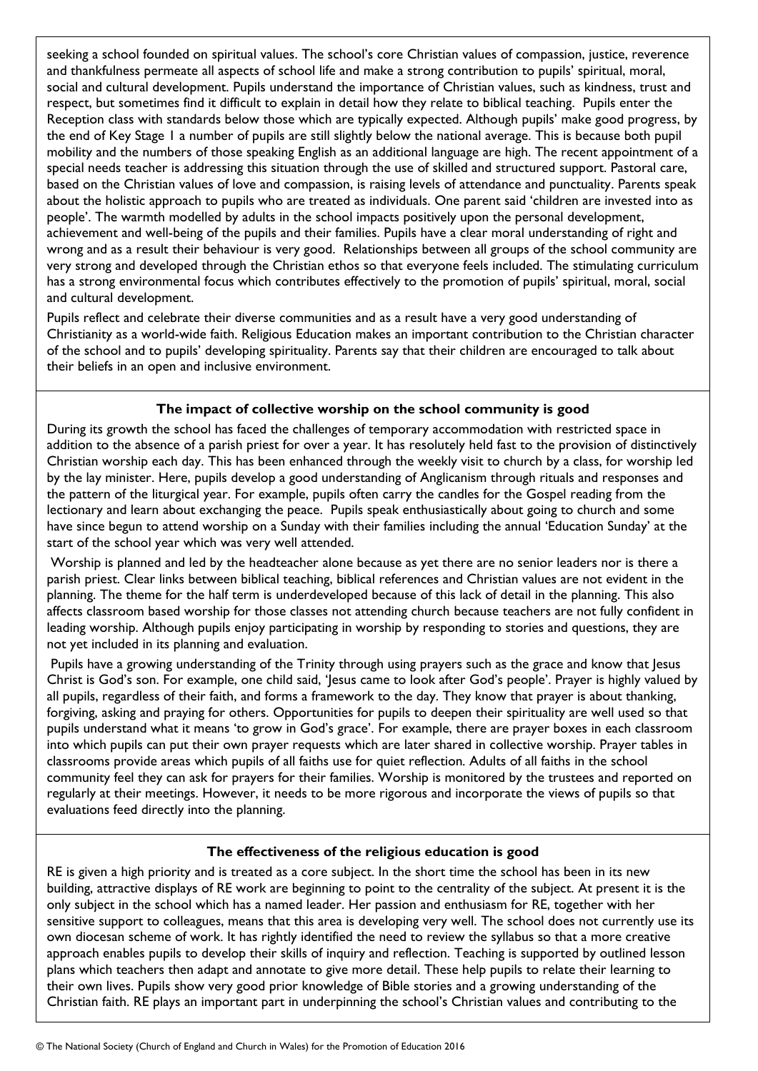seeking a school founded on spiritual values. The school's core Christian values of compassion, justice, reverence and thankfulness permeate all aspects of school life and make a strong contribution to pupils' spiritual, moral, social and cultural development. Pupils understand the importance of Christian values, such as kindness, trust and respect, but sometimes find it difficult to explain in detail how they relate to biblical teaching. Pupils enter the Reception class with standards below those which are typically expected. Although pupils' make good progress, by the end of Key Stage 1 a number of pupils are still slightly below the national average. This is because both pupil mobility and the numbers of those speaking English as an additional language are high. The recent appointment of a special needs teacher is addressing this situation through the use of skilled and structured support. Pastoral care, based on the Christian values of love and compassion, is raising levels of attendance and punctuality. Parents speak about the holistic approach to pupils who are treated as individuals. One parent said 'children are invested into as people'. The warmth modelled by adults in the school impacts positively upon the personal development, achievement and well-being of the pupils and their families. Pupils have a clear moral understanding of right and wrong and as a result their behaviour is very good. Relationships between all groups of the school community are very strong and developed through the Christian ethos so that everyone feels included. The stimulating curriculum has a strong environmental focus which contributes effectively to the promotion of pupils' spiritual, moral, social and cultural development.

Pupils reflect and celebrate their diverse communities and as a result have a very good understanding of Christianity as a world-wide faith. Religious Education makes an important contribution to the Christian character of the school and to pupils' developing spirituality. Parents say that their children are encouraged to talk about their beliefs in an open and inclusive environment.

**The impact of collective worship on the school community is good**

During its growth the school has faced the challenges of temporary accommodation with restricted space in addition to the absence of a parish priest for over a year. It has resolutely held fast to the provision of distinctively Christian worship each day. This has been enhanced through the weekly visit to church by a class, for worship led by the lay minister. Here, pupils develop a good understanding of Anglicanism through rituals and responses and the pattern of the liturgical year. For example, pupils often carry the candles for the Gospel reading from the lectionary and learn about exchanging the peace. Pupils speak enthusiastically about going to church and some have since begun to attend worship on a Sunday with their families including the annual 'Education Sunday' at the start of the school year which was very well attended.

Worship is planned and led by the headteacher alone because as yet there are no senior leaders nor is there a parish priest. Clear links between biblical teaching, biblical references and Christian values are not evident in the planning. The theme for the half term is underdeveloped because of this lack of detail in the planning. This also affects classroom based worship for those classes not attending church because teachers are not fully confident in leading worship. Although pupils enjoy participating in worship by responding to stories and questions, they are not yet included in its planning and evaluation.

Pupils have a growing understanding of the Trinity through using prayers such as the grace and know that Jesus Christ is God's son. For example, one child said, 'Jesus came to look after God's people'. Prayer is highly valued by all pupils, regardless of their faith, and forms a framework to the day. They know that prayer is about thanking, forgiving, asking and praying for others. Opportunities for pupils to deepen their spirituality are well used so that pupils understand what it means 'to grow in God's grace'. For example, there are prayer boxes in each classroom into which pupils can put their own prayer requests which are later shared in collective worship. Prayer tables in classrooms provide areas which pupils of all faiths use for quiet reflection. Adults of all faiths in the school community feel they can ask for prayers for their families. Worship is monitored by the trustees and reported on regularly at their meetings. However, it needs to be more rigorous and incorporate the views of pupils so that evaluations feed directly into the planning.

**The effectiveness of the religious education is good**

RE is given a high priority and is treated as a core subject. In the short time the school has been in its new building, attractive displays of RE work are beginning to point to the centrality of the subject. At present it is the only subject in the school which has a named leader. Her passion and enthusiasm for RE, together with her sensitive support to colleagues, means that this area is developing very well. The school does not currently use its own diocesan scheme of work. It has rightly identified the need to review the syllabus so that a more creative approach enables pupils to develop their skills of inquiry and reflection. Teaching is supported by outlined lesson plans which teachers then adapt and annotate to give more detail. These help pupils to relate their learning to their own lives. Pupils show very good prior knowledge of Bible stories and a growing understanding of the Christian faith. RE plays an important part in underpinning the school's Christian values and contributing to the

© The National Society (Church of England and Church in Wales) for the Promotion of Education 2016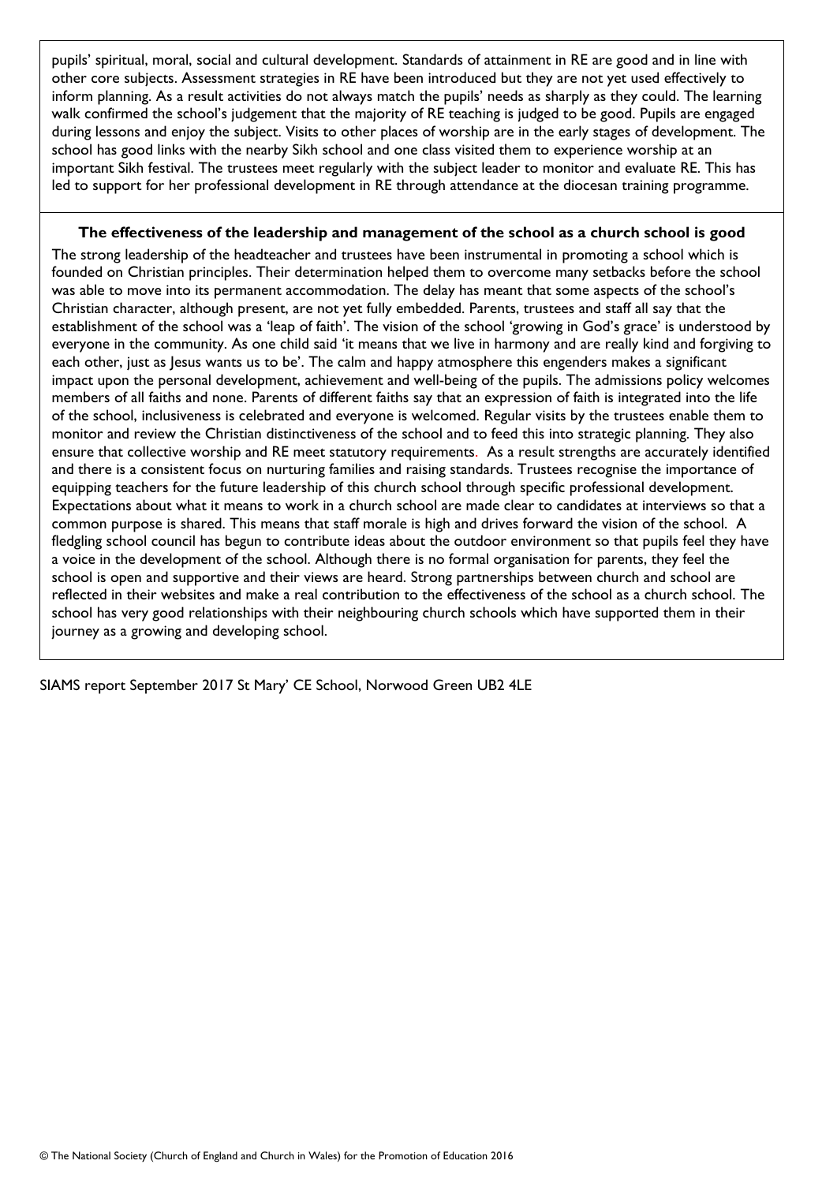pupils' spiritual, moral, social and cultural development. Standards of attainment in RE are good and in line with other core subjects. Assessment strategies in RE have been introduced but they are not yet used effectively to inform planning. As a result activities do not always match the pupils' needs as sharply as they could. The learning walk confirmed the school's judgement that the majority of RE teaching is judged to be good. Pupils are engaged during lessons and enjoy the subject. Visits to other places of worship are in the early stages of development. The school has good links with the nearby Sikh school and one class visited them to experience worship at an important Sikh festival. The trustees meet regularly with the subject leader to monitor and evaluate RE. This has led to support for her professional development in RE through attendance at the diocesan training programme.

**The effectiveness of the leadership and management of the school as a church school is good**

The strong leadership of the headteacher and trustees have been instrumental in promoting a school which is founded on Christian principles. Their determination helped them to overcome many setbacks before the school was able to move into its permanent accommodation. The delay has meant that some aspects of the school's Christian character, although present, are not yet fully embedded. Parents, trustees and staff all say that the establishment of the school was a 'leap of faith'. The vision of the school 'growing in God's grace' is understood by everyone in the community. As one child said 'it means that we live in harmony and are really kind and forgiving to each other, just as Jesus wants us to be'. The calm and happy atmosphere this engenders makes a significant impact upon the personal development, achievement and well-being of the pupils. The admissions policy welcomes members of all faiths and none. Parents of different faiths say that an expression of faith is integrated into the life of the school, inclusiveness is celebrated and everyone is welcomed. Regular visits by the trustees enable them to monitor and review the Christian distinctiveness of the school and to feed this into strategic planning. They also ensure that collective worship and RE meet statutory requirements. As a result strengths are accurately identified and there is a consistent focus on nurturing families and raising standards. Trustees recognise the importance of equipping teachers for the future leadership of this church school through specific professional development. Expectations about what it means to work in a church school are made clear to candidates at interviews so that a common purpose is shared. This means that staff morale is high and drives forward the vision of the school. A fledgling school council has begun to contribute ideas about the outdoor environment so that pupils feel they have a voice in the development of the school. Although there is no formal organisation for parents, they feel the school is open and supportive and their views are heard. Strong partnerships between church and school are reflected in their websites and make a real contribution to the effectiveness of the school as a church school. The school has very good relationships with their neighbouring church schools which have supported them in their journey as a growing and developing school.

SIAMS report September 2017 St Mary' CE School, Norwood Green UB2 4LE